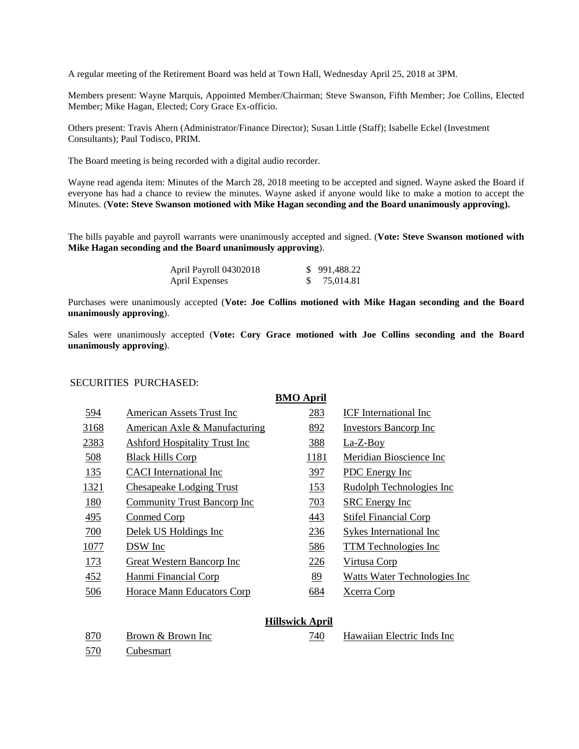A regular meeting of the Retirement Board was held at Town Hall, Wednesday April 25, 2018 at 3PM.

Members present: Wayne Marquis, Appointed Member/Chairman; Steve Swanson, Fifth Member; Joe Collins, Elected Member; Mike Hagan, Elected; Cory Grace Ex-officio.

Others present: Travis Ahern (Administrator/Finance Director); Susan Little (Staff); Isabelle Eckel (Investment Consultants); Paul Todisco, PRIM.

The Board meeting is being recorded with a digital audio recorder.

Wayne read agenda item: Minutes of the March 28, 2018 meeting to be accepted and signed. Wayne asked the Board if everyone has had a chance to review the minutes. Wayne asked if anyone would like to make a motion to accept the Minutes. (**Vote: Steve Swanson motioned with Mike Hagan seconding and the Board unanimously approving).**

The bills payable and payroll warrants were unanimously accepted and signed. (**Vote: Steve Swanson motioned with Mike Hagan seconding and the Board unanimously approving**).

| | |
|---|---|
| April Payroll 04302018 | $ 991,488.22 |
| April Expenses | $ 75,014.81 |

Purchases were unanimously accepted (**Vote: Joe Collins motioned with Mike Hagan seconding and the Board unanimously approving**).

Sales were unanimously accepted (**Vote: Cory Grace motioned with Joe Collins seconding and the Board unanimously approving**).

SECURITIES PURCHASED:

**BMO April**

| | | | |
|---|---|---|---|
| 594 | American Assets Trust Inc | 283 | ICF International Inc |
| 3168 | American Axle & Manufacturing | 892 | Investors Bancorp Inc |
| 2383 | Ashford Hospitality Trust Inc | 388 | La-Z-Boy |
| 508 | Black Hills Corp | 1181 | Meridian Bioscience Inc |
| 135 | CACI International Inc | 397 | PDC Energy Inc |
| 1321 | Chesapeake Lodging Trust | 153 | Rudolph Technologies Inc |
| 180 | Community Trust Bancorp Inc | 703 | SRC Energy Inc |
| 495 | Conmed Corp | 443 | Stifel Financial Corp |
| 700 | Delek US Holdings Inc | 236 | Sykes International Inc |
| 1077 | DSW Inc | 586 | TTM Technologies Inc |
| 173 | Great Western Bancorp Inc | 226 | Virtusa Corp |
| 452 | Hanmi Financial Corp | 89 | Watts Water Technologies Inc |
| 506 | Horace Mann Educators Corp | 684 | Xcerra Corp |

**Hillswick April**

| | | | |
|---|---|---|---|
| 870 | Brown & Brown Inc | 740 | Hawaiian Electric Inds Inc |
| 570 | Cubesmart | | |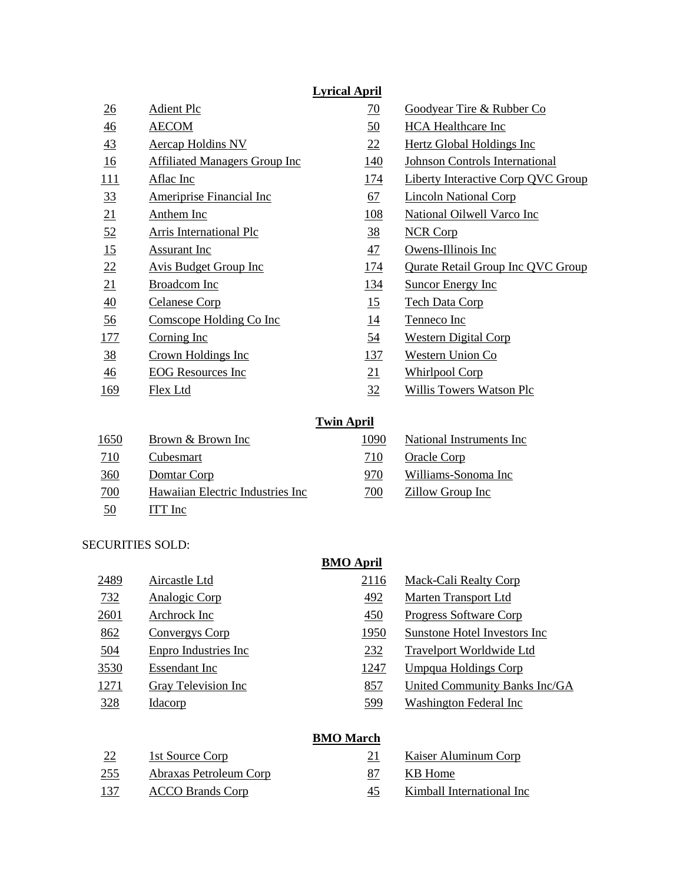**Lyrical April**

| | | | |
|---|---|---|---|
| 26 | Adient Plc | 70 | Goodyear Tire & Rubber Co |
| 46 | AECOM | 50 | HCA Healthcare Inc |
| 43 | Aercap Holdins NV | 22 | Hertz Global Holdings Inc |
| 16 | Affiliated Managers Group Inc | 140 | Johnson Controls International |
| 111 | Aflac Inc | 174 | Liberty Interactive Corp QVC Group |
| 33 | Ameriprise Financial Inc | 67 | Lincoln National Corp |
| 21 | Anthem Inc | 108 | National Oilwell Varco Inc |
| 52 | Arris International Plc | 38 | NCR Corp |
| 15 | Assurant Inc | 47 | Owens-Illinois Inc |
| 22 | Avis Budget Group Inc | 174 | Qurate Retail Group Inc QVC Group |
| 21 | Broadcom Inc | 134 | Suncor Energy Inc |
| 40 | Celanese Corp | 15 | Tech Data Corp |
| 56 | Comscope Holding Co Inc | 14 | Tenneco Inc |
| 177 | Corning Inc | 54 | Western Digital Corp |
| 38 | Crown Holdings Inc | 137 | Western Union Co |
| 46 | EOG Resources Inc | 21 | Whirlpool Corp |
| 169 | Flex Ltd | 32 | Willis Towers Watson Plc |

**Twin April**

| | | | |
|---|---|---|---|
| 1650 | Brown & Brown Inc | 1090 | National Instruments Inc |
| 710 | Cubesmart | 710 | Oracle Corp |
| 360 | Domtar Corp | 970 | Williams-Sonoma Inc |
| 700 | Hawaiian Electric Industries Inc | 700 | Zillow Group Inc |
| 50 | ITT Inc | | |

SECURITIES SOLD:

**BMO April**

| | | | |
|---|---|---|---|
| 2489 | Aircastle Ltd | 2116 | Mack-Cali Realty Corp |
| 732 | Analogic Corp | 492 | Marten Transport Ltd |
| 2601 | Archrock Inc | 450 | Progress Software Corp |
| 862 | Convergys Corp | 1950 | Sunstone Hotel Investors Inc |
| 504 | Enpro Industries Inc | 232 | Travelport Worldwide Ltd |
| 3530 | Essendant Inc | 1247 | Umpqua Holdings Corp |
| 1271 | Gray Television Inc | 857 | United Community Banks Inc/GA |
| 328 | Idacorp | 599 | Washington Federal Inc |

**BMO March**

| | | | |
|---|---|---|---|
| 22 | 1st Source Corp | 21 | Kaiser Aluminum Corp |
| 255 | Abraxas Petroleum Corp | 87 | KB Home |
| 137 | ACCO Brands Corp | 45 | Kimball International Inc |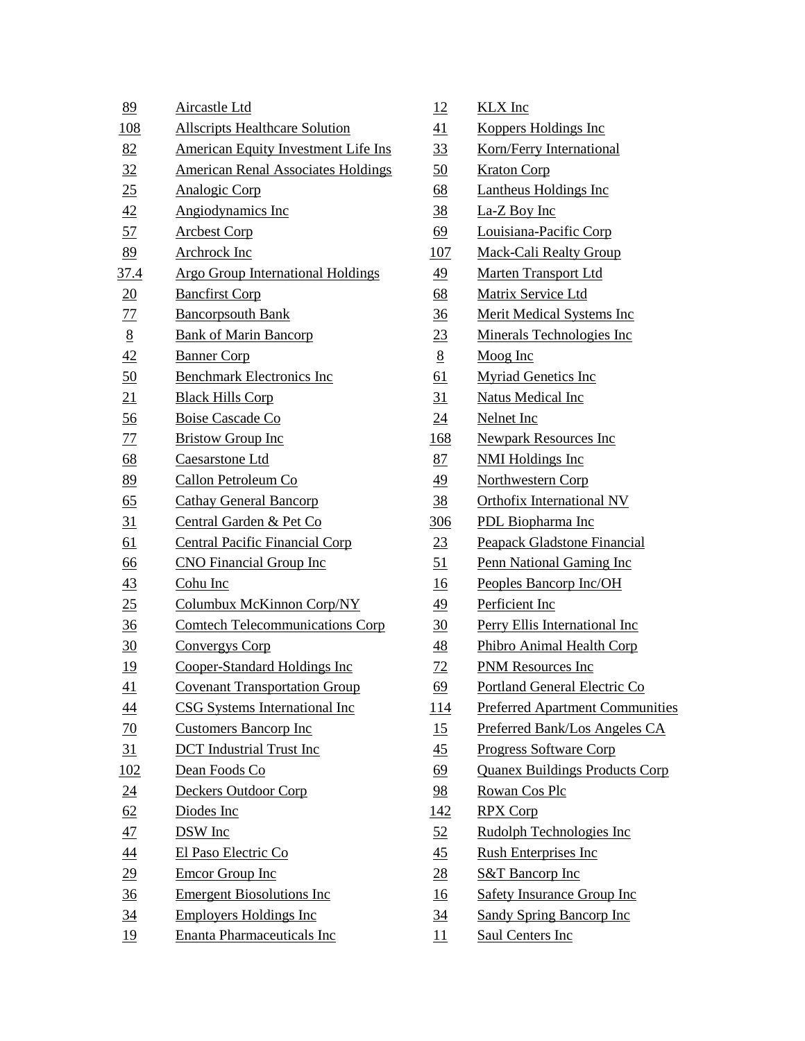| | |
|---|---|
| 89 | Aircastle Ltd |
| 108 | Allscripts Healthcare Solution |
| 82 | American Equity Investment Life Ins |
| 32 | American Renal Associates Holdings |
| 25 | Analogic Corp |
| 42 | Angiodynamics Inc |
| 57 | Arcbest Corp |
| 89 | Archrock Inc |
| 37.4 | Argo Group International Holdings |
| 20 | Bancfirst Corp |
| 77 | Bancorpsouth Bank |
| 8 | Bank of Marin Bancorp |
| 42 | Banner Corp |
| 50 | Benchmark Electronics Inc |
| 21 | Black Hills Corp |
| 56 | Boise Cascade Co |
| 77 | Bristow Group Inc |
| 68 | Caesarstone Ltd |
| 89 | Callon Petroleum Co |
| 65 | Cathay General Bancorp |
| 31 | Central Garden & Pet Co |
| 61 | Central Pacific Financial Corp |
| 66 | CNO Financial Group Inc |
| 43 | Cohu Inc |
| 25 | Columbux McKinnon Corp/NY |
| 36 | Comtech Telecommunications Corp |
| 30 | Convergys Corp |
| 19 | Cooper-Standard Holdings Inc |
| 41 | Covenant Transportation Group |
| 44 | CSG Systems International Inc |
| 70 | Customers Bancorp Inc |
| 31 | DCT Industrial Trust Inc |
| 102 | Dean Foods Co |
| 24 | Deckers Outdoor Corp |
| 62 | Diodes Inc |
| 47 | DSW Inc |
| 44 | El Paso Electric Co |
| 29 | Emcor Group Inc |
| 36 | Emergent Biosolutions Inc |
| 34 | Employers Holdings Inc |
| 19 | Enanta Pharmaceuticals Inc |
| 12 | KLX Inc |
| 41 | Koppers Holdings Inc |
| 33 | Korn/Ferry International |
| 50 | Kraton Corp |
| 68 | Lantheus Holdings Inc |
| 38 | La-Z Boy Inc |
| 69 | Louisiana-Pacific Corp |
| 107 | Mack-Cali Realty Group |
| 49 | Marten Transport Ltd |
| 68 | Matrix Service Ltd |
| 36 | Merit Medical Systems Inc |
| 23 | Minerals Technologies Inc |
| 8 | Moog Inc |
| 61 | Myriad Genetics Inc |
| 31 | Natus Medical Inc |
| 24 | Nelnet Inc |
| 168 | Newpark Resources Inc |
| 87 | NMI Holdings Inc |
| 49 | Northwestern Corp |
| 38 | Orthofix International NV |
| 306 | PDL Biopharma Inc |
| 23 | Peapack Gladstone Financial |
| 51 | Penn National Gaming Inc |
| 16 | Peoples Bancorp Inc/OH |
| 49 | Perficient Inc |
| 30 | Perry Ellis International Inc |
| 48 | Phibro Animal Health Corp |
| 72 | PNM Resources Inc |
| 69 | Portland General Electric Co |
| 114 | Preferred Apartment Communities |
| 15 | Preferred Bank/Los Angeles CA |
| 45 | Progress Software Corp |
| 69 | Quanex Buildings Products Corp |
| 98 | Rowan Cos Plc |
| 142 | RPX Corp |
| 52 | Rudolph Technologies Inc |
| 45 | Rush Enterprises Inc |
| 28 | S&T Bancorp Inc |
| 16 | Safety Insurance Group Inc |
| 34 | Sandy Spring Bancorp Inc |
| 11 | Saul Centers Inc |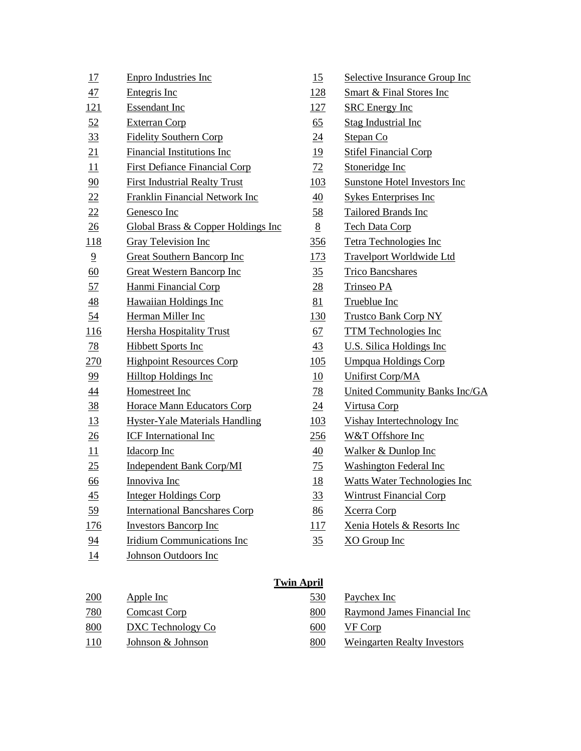| | |
|---|---|
| 17 | Enpro Industries Inc |
| 47 | Entegris Inc |
| 121 | Essendant Inc |
| 52 | Exterran Corp |
| 33 | Fidelity Southern Corp |
| 21 | Financial Institutions Inc |
| 11 | First Defiance Financial Corp |
| 90 | First Industrial Realty Trust |
| 22 | Franklin Financial Network Inc |
| 22 | Genesco Inc |
| 26 | Global Brass & Copper Holdings Inc |
| 118 | Gray Television Inc |
| 9 | Great Southern Bancorp Inc |
| 60 | Great Western Bancorp Inc |
| 57 | Hanmi Financial Corp |
| 48 | Hawaiian Holdings Inc |
| 54 | Herman Miller Inc |
| 116 | Hersha Hospitality Trust |
| 78 | Hibbett Sports Inc |
| 270 | Highpoint Resources Corp |
| 99 | Hilltop Holdings Inc |
| 44 | Homestreet Inc |
| 38 | Horace Mann Educators Corp |
| 13 | Hyster-Yale Materials Handling |
| 26 | ICF International Inc |
| 11 | Idacorp Inc |
| 25 | Independent Bank Corp/MI |
| 66 | Innoviva Inc |
| 45 | Integer Holdings Corp |
| 59 | International Bancshares Corp |
| 176 | Investors Bancorp Inc |
| 94 | Iridium Communications Inc |
| 14 | Johnson Outdoors Inc |
| 15 | Selective Insurance Group Inc |
| 128 | Smart & Final Stores Inc |
| 127 | SRC Energy Inc |
| 65 | Stag Industrial Inc |
| 24 | Stepan Co |
| 19 | Stifel Financial Corp |
| 72 | Stoneridge Inc |
| 103 | Sunstone Hotel Investors Inc |
| 40 | Sykes Enterprises Inc |
| 58 | Tailored Brands Inc |
| 8 | Tech Data Corp |
| 356 | Tetra Technologies Inc |
| 173 | Travelport Worldwide Ltd |
| 35 | Trico Bancshares |
| 28 | Trinseo PA |
| 81 | Trueblue Inc |
| 130 | Trustco Bank Corp NY |
| 67 | TTM Technologies Inc |
| 43 | U.S. Silica Holdings Inc |
| 105 | Umpqua Holdings Corp |
| 10 | Unifirst Corp/MA |
| 78 | United Community Banks Inc/GA |
| 24 | Virtusa Corp |
| 103 | Vishay Intertechnology Inc |
| 256 | W&T Offshore Inc |
| 40 | Walker & Dunlop Inc |
| 75 | Washington Federal Inc |
| 18 | Watts Water Technologies Inc |
| 33 | Wintrust Financial Corp |
| 86 | Xcerra Corp |
| 117 | Xenia Hotels & Resorts Inc |
| 35 | XO Group Inc |

**Twin April**

| | |
|---|---|
| 200 | Apple Inc |
| 780 | Comcast Corp |
| 800 | DXC Technology Co |
| 110 | Johnson & Johnson |
| 530 | Paychex Inc |
| 800 | Raymond James Financial Inc |
| 600 | VF Corp |
| 800 | Weingarten Realty Investors |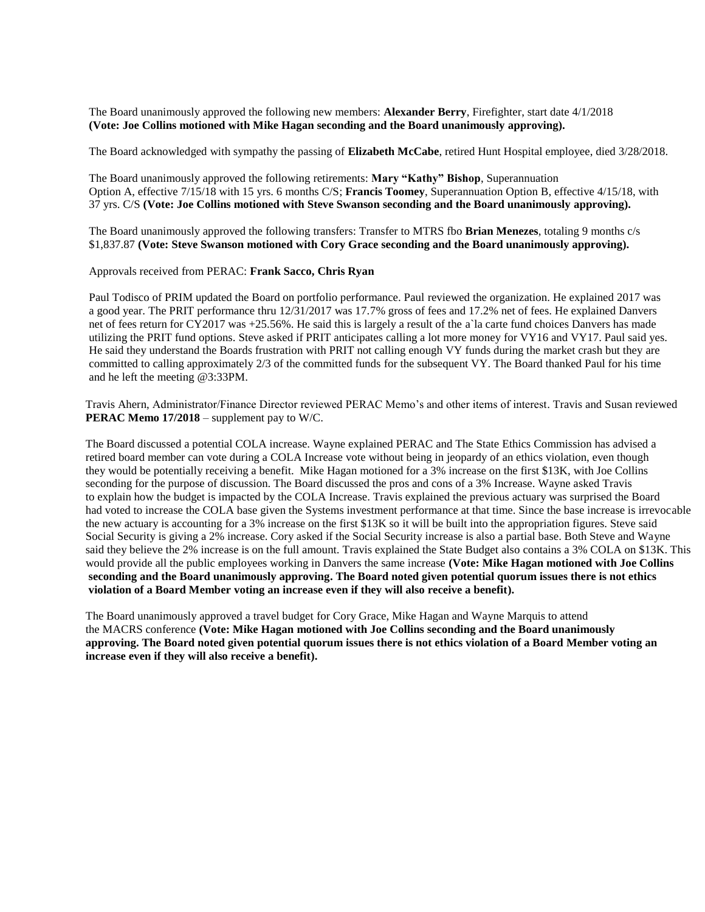The Board unanimously approved the following new members: **Alexander Berry**, Firefighter, start date 4/1/2018 **(Vote: Joe Collins motioned with Mike Hagan seconding and the Board unanimously approving).**

The Board acknowledged with sympathy the passing of **Elizabeth McCabe**, retired Hunt Hospital employee, died 3/28/2018.

The Board unanimously approved the following retirements: **Mary "Kathy" Bishop**, Superannuation Option A, effective 7/15/18 with 15 yrs. 6 months C/S; **Francis Toomey**, Superannuation Option B, effective 4/15/18, with 37 yrs. C/S **(Vote: Joe Collins motioned with Steve Swanson seconding and the Board unanimously approving).**

The Board unanimously approved the following transfers: Transfer to MTRS fbo **Brian Menezes**, totaling 9 months c/s $1,837.87 **(Vote: Steve Swanson motioned with Cory Grace seconding and the Board unanimously approving).**

Approvals received from PERAC: **Frank Sacco, Chris Ryan**

Paul Todisco of PRIM updated the Board on portfolio performance. Paul reviewed the organization. He explained 2017 was a good year. The PRIT performance thru 12/31/2017 was 17.7% gross of fees and 17.2% net of fees. He explained Danvers net of fees return for CY2017 was +25.56%. He said this is largely a result of the a`la carte fund choices Danvers has made utilizing the PRIT fund options. Steve asked if PRIT anticipates calling a lot more money for VY16 and VY17. Paul said yes. He said they understand the Boards frustration with PRIT not calling enough VY funds during the market crash but they are committed to calling approximately 2/3 of the committed funds for the subsequent VY. The Board thanked Paul for his time and he left the meeting @3:33PM.

Travis Ahern, Administrator/Finance Director reviewed PERAC Memo's and other items of interest. Travis and Susan reviewed **PERAC Memo 17/2018** – supplement pay to W/C.

The Board discussed a potential COLA increase. Wayne explained PERAC and The State Ethics Commission has advised a retired board member can vote during a COLA Increase vote without being in jeopardy of an ethics violation, even though they would be potentially receiving a benefit. Mike Hagan motioned for a 3% increase on the first $13K, with Joe Collins seconding for the purpose of discussion. The Board discussed the pros and cons of a 3% Increase. Wayne asked Travis to explain how the budget is impacted by the COLA Increase. Travis explained the previous actuary was surprised the Board had voted to increase the COLA base given the Systems investment performance at that time. Since the base increase is irrevocable the new actuary is accounting for a 3% increase on the first $13K so it will be built into the appropriation figures. Steve said Social Security is giving a 2% increase. Cory asked if the Social Security increase is also a partial base. Both Steve and Wayne said they believe the 2% increase is on the full amount. Travis explained the State Budget also contains a 3% COLA on $13K. This would provide all the public employees working in Danvers the same increase **(Vote: Mike Hagan motioned with Joe Collins seconding and the Board unanimously approving. The Board noted given potential quorum issues there is not ethics violation of a Board Member voting an increase even if they will also receive a benefit).**

The Board unanimously approved a travel budget for Cory Grace, Mike Hagan and Wayne Marquis to attend the MACRS conference **(Vote: Mike Hagan motioned with Joe Collins seconding and the Board unanimously approving. The Board noted given potential quorum issues there is not ethics violation of a Board Member voting an increase even if they will also receive a benefit).**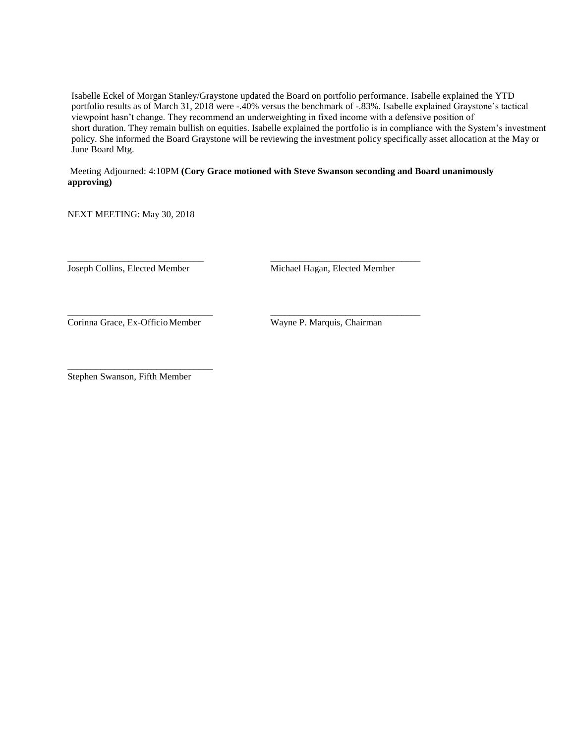Isabelle Eckel of Morgan Stanley/Graystone updated the Board on portfolio performance. Isabelle explained the YTD portfolio results as of March 31, 2018 were -.40% versus the benchmark of -.83%. Isabelle explained Graystone's tactical viewpoint hasn't change. They recommend an underweighting in fixed income with a defensive position of short duration. They remain bullish on equities. Isabelle explained the portfolio is in compliance with the System's investment policy. She informed the Board Graystone will be reviewing the investment policy specifically asset allocation at the May or June Board Mtg.

Meeting Adjourned: 4:10PM **(Cory Grace motioned with Steve Swanson seconding and Board unanimously approving)**

NEXT MEETING: May 30, 2018

_____________________________ Joseph Collins, Elected Member

_____________________________ Michael Hagan, Elected Member

_____________________________ Corinna Grace, Ex-Officio Member

_____________________________ Wayne P. Marquis, Chairman

_____________________________ Stephen Swanson, Fifth Member